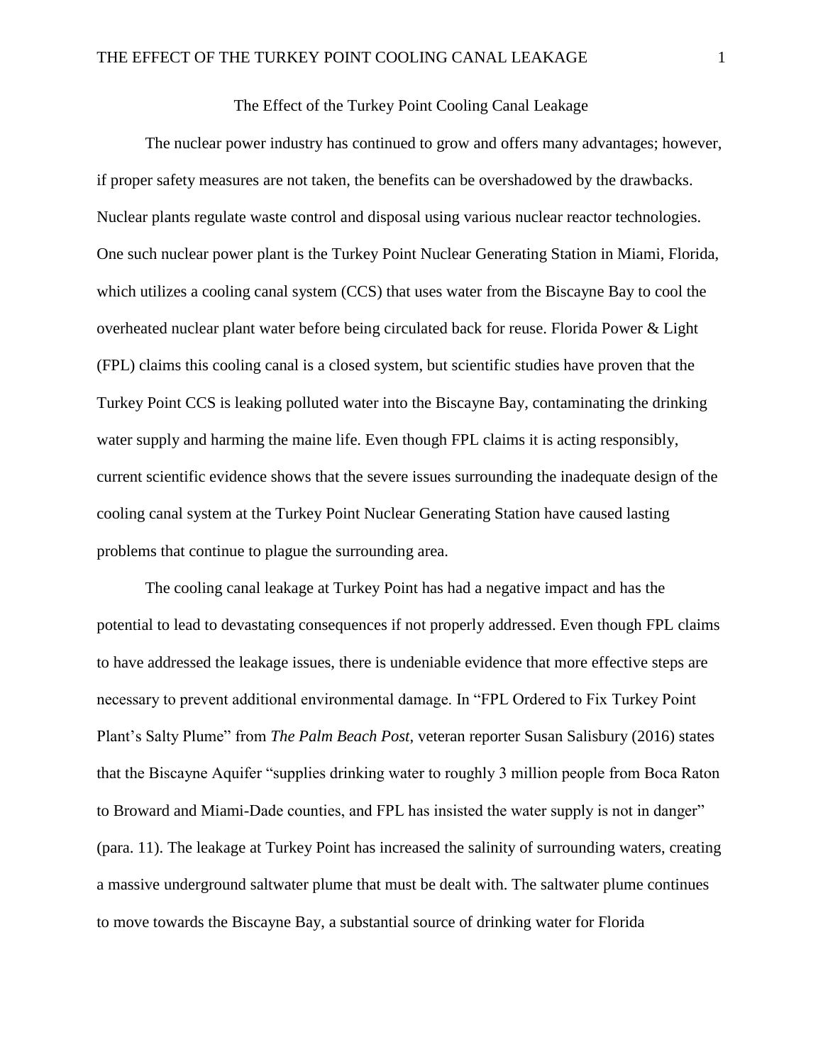# The Effect of the Turkey Point Cooling Canal Leakage

The nuclear power industry has continued to grow and offers many advantages; however, if proper safety measures are not taken, the benefits can be overshadowed by the drawbacks. Nuclear plants regulate waste control and disposal using various nuclear reactor technologies. One such nuclear power plant is the Turkey Point Nuclear Generating Station in Miami, Florida, which utilizes a cooling canal system (CCS) that uses water from the Biscayne Bay to cool the overheated nuclear plant water before being circulated back for reuse. Florida Power & Light (FPL) claims this cooling canal is a closed system, but scientific studies have proven that the Turkey Point CCS is leaking polluted water into the Biscayne Bay, contaminating the drinking water supply and harming the maine life. Even though FPL claims it is acting responsibly, current scientific evidence shows that the severe issues surrounding the inadequate design of the cooling canal system at the Turkey Point Nuclear Generating Station have caused lasting problems that continue to plague the surrounding area.

The cooling canal leakage at Turkey Point has had a negative impact and has the potential to lead to devastating consequences if not properly addressed. Even though FPL claims to have addressed the leakage issues, there is undeniable evidence that more effective steps are necessary to prevent additional environmental damage. In "FPL Ordered to Fix Turkey Point Plant's Salty Plume" from *The Palm Beach Post*, veteran reporter Susan Salisbury (2016) states that the Biscayne Aquifer "supplies drinking water to roughly 3 million people from Boca Raton to Broward and Miami-Dade counties, and FPL has insisted the water supply is not in danger" (para. 11). The leakage at Turkey Point has increased the salinity of surrounding waters, creating a massive underground saltwater plume that must be dealt with. The saltwater plume continues to move towards the Biscayne Bay, a substantial source of drinking water for Florida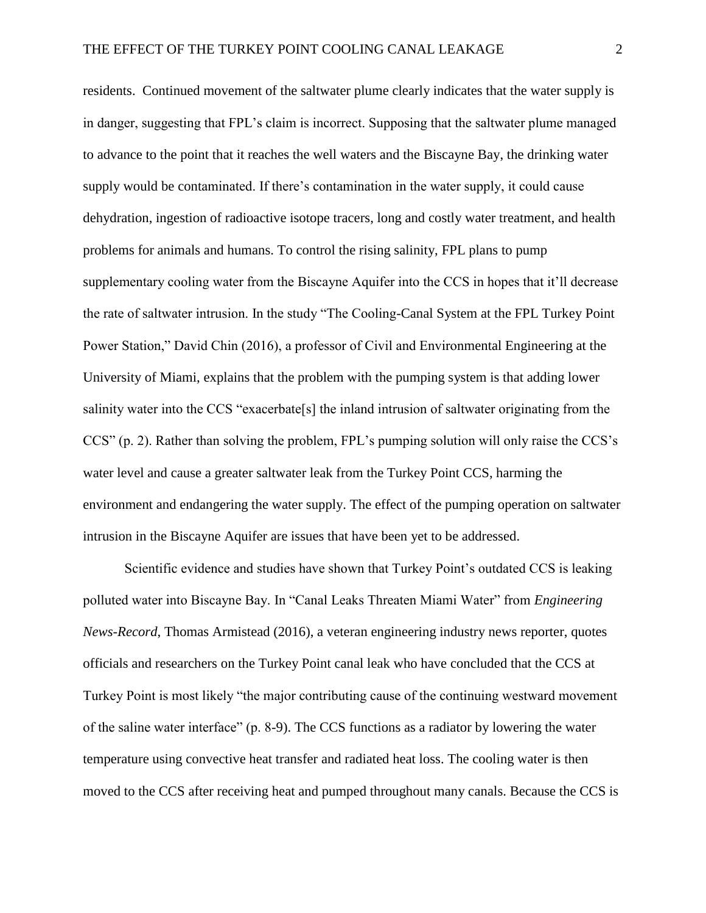residents. Continued movement of the saltwater plume clearly indicates that the water supply is in danger, suggesting that FPL's claim is incorrect. Supposing that the saltwater plume managed to advance to the point that it reaches the well waters and the Biscayne Bay, the drinking water supply would be contaminated. If there's contamination in the water supply, it could cause dehydration, ingestion of radioactive isotope tracers, long and costly water treatment, and health problems for animals and humans. To control the rising salinity, FPL plans to pump supplementary cooling water from the Biscayne Aquifer into the CCS in hopes that it'll decrease the rate of saltwater intrusion. In the study "The Cooling-Canal System at the FPL Turkey Point Power Station," David Chin (2016), a professor of Civil and Environmental Engineering at the University of Miami, explains that the problem with the pumping system is that adding lower salinity water into the CCS "exacerbate[s] the inland intrusion of saltwater originating from the CCS" (p. 2). Rather than solving the problem, FPL's pumping solution will only raise the CCS's water level and cause a greater saltwater leak from the Turkey Point CCS, harming the environment and endangering the water supply. The effect of the pumping operation on saltwater intrusion in the Biscayne Aquifer are issues that have been yet to be addressed.

Scientific evidence and studies have shown that Turkey Point's outdated CCS is leaking polluted water into Biscayne Bay. In "Canal Leaks Threaten Miami Water" from *Engineering News-Record*, Thomas Armistead (2016), a veteran engineering industry news reporter, quotes officials and researchers on the Turkey Point canal leak who have concluded that the CCS at Turkey Point is most likely "the major contributing cause of the continuing westward movement of the saline water interface" (p. 8-9). The CCS functions as a radiator by lowering the water temperature using convective heat transfer and radiated heat loss. The cooling water is then moved to the CCS after receiving heat and pumped throughout many canals. Because the CCS is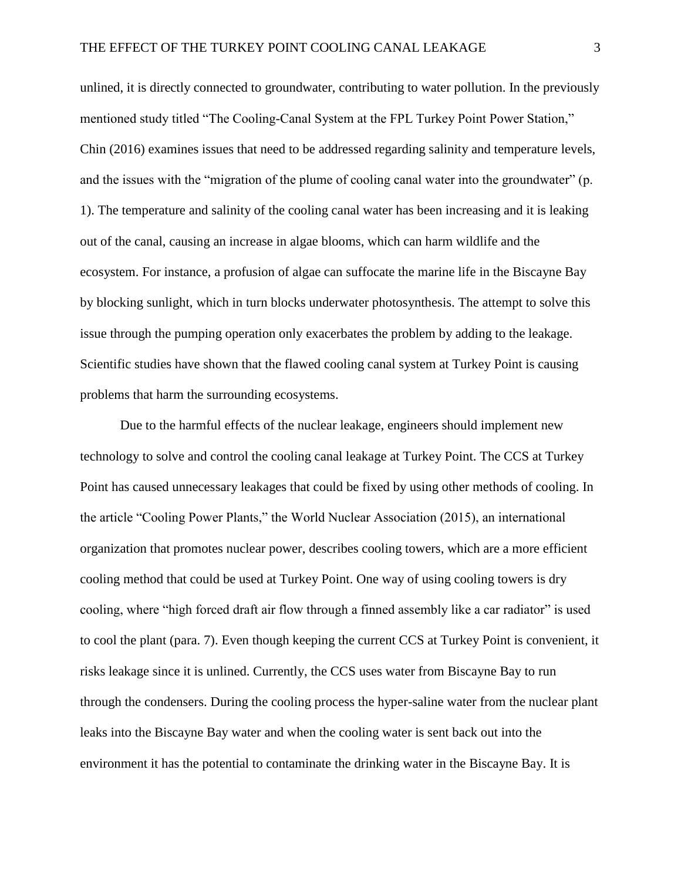unlined, it is directly connected to groundwater, contributing to water pollution. In the previously mentioned study titled "The Cooling-Canal System at the FPL Turkey Point Power Station," Chin (2016) examines issues that need to be addressed regarding salinity and temperature levels, and the issues with the "migration of the plume of cooling canal water into the groundwater" (p. 1). The temperature and salinity of the cooling canal water has been increasing and it is leaking out of the canal, causing an increase in algae blooms, which can harm wildlife and the ecosystem. For instance, a profusion of algae can suffocate the marine life in the Biscayne Bay by blocking sunlight, which in turn blocks underwater photosynthesis. The attempt to solve this issue through the pumping operation only exacerbates the problem by adding to the leakage. Scientific studies have shown that the flawed cooling canal system at Turkey Point is causing problems that harm the surrounding ecosystems.

Due to the harmful effects of the nuclear leakage, engineers should implement new technology to solve and control the cooling canal leakage at Turkey Point. The CCS at Turkey Point has caused unnecessary leakages that could be fixed by using other methods of cooling. In the article "Cooling Power Plants," the World Nuclear Association (2015), an international organization that promotes nuclear power, describes cooling towers, which are a more efficient cooling method that could be used at Turkey Point. One way of using cooling towers is dry cooling, where "high forced draft air flow through a finned assembly like a car radiator" is used to cool the plant (para. 7). Even though keeping the current CCS at Turkey Point is convenient, it risks leakage since it is unlined. Currently, the CCS uses water from Biscayne Bay to run through the condensers. During the cooling process the hyper-saline water from the nuclear plant leaks into the Biscayne Bay water and when the cooling water is sent back out into the environment it has the potential to contaminate the drinking water in the Biscayne Bay. It is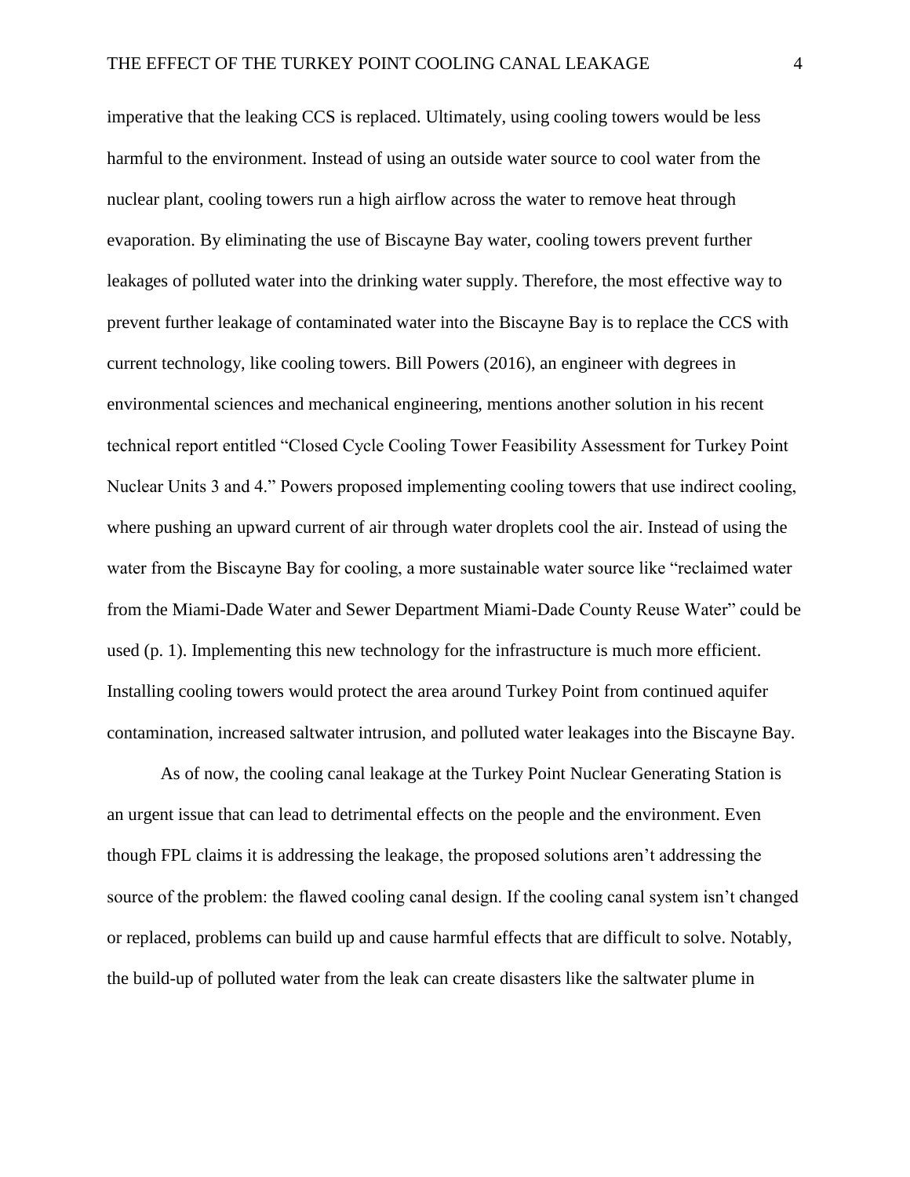imperative that the leaking CCS is replaced. Ultimately, using cooling towers would be less harmful to the environment. Instead of using an outside water source to cool water from the nuclear plant, cooling towers run a high airflow across the water to remove heat through evaporation. By eliminating the use of Biscayne Bay water, cooling towers prevent further leakages of polluted water into the drinking water supply. Therefore, the most effective way to prevent further leakage of contaminated water into the Biscayne Bay is to replace the CCS with current technology, like cooling towers. Bill Powers (2016), an engineer with degrees in environmental sciences and mechanical engineering, mentions another solution in his recent technical report entitled "Closed Cycle Cooling Tower Feasibility Assessment for Turkey Point Nuclear Units 3 and 4." Powers proposed implementing cooling towers that use indirect cooling, where pushing an upward current of air through water droplets cool the air. Instead of using the water from the Biscayne Bay for cooling, a more sustainable water source like "reclaimed water from the Miami-Dade Water and Sewer Department Miami-Dade County Reuse Water" could be used (p. 1). Implementing this new technology for the infrastructure is much more efficient. Installing cooling towers would protect the area around Turkey Point from continued aquifer contamination, increased saltwater intrusion, and polluted water leakages into the Biscayne Bay.

As of now, the cooling canal leakage at the Turkey Point Nuclear Generating Station is an urgent issue that can lead to detrimental effects on the people and the environment. Even though FPL claims it is addressing the leakage, the proposed solutions aren't addressing the source of the problem: the flawed cooling canal design. If the cooling canal system isn't changed or replaced, problems can build up and cause harmful effects that are difficult to solve. Notably, the build-up of polluted water from the leak can create disasters like the saltwater plume in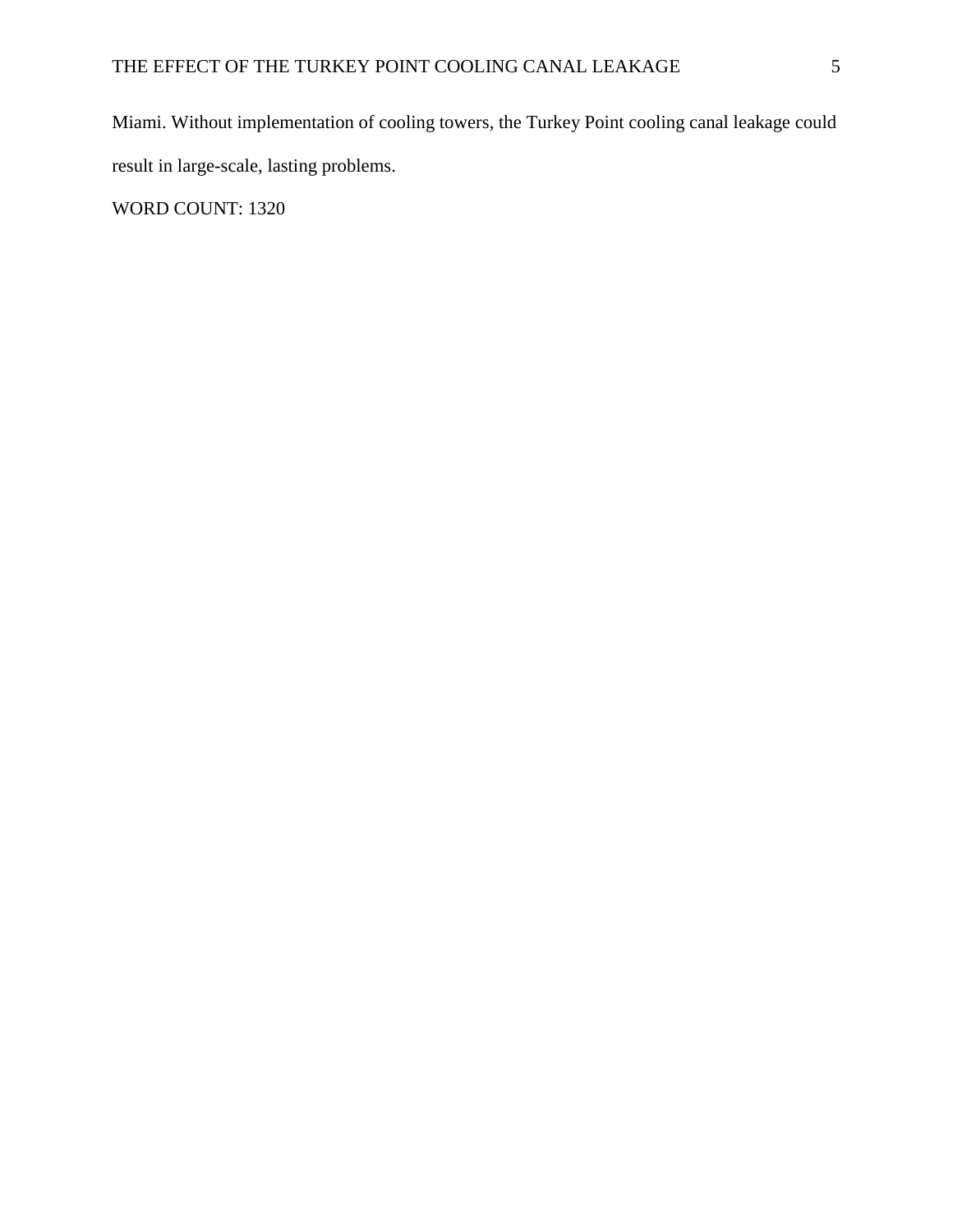Miami. Without implementation of cooling towers, the Turkey Point cooling canal leakage could result in large-scale, lasting problems.

WORD COUNT: 1320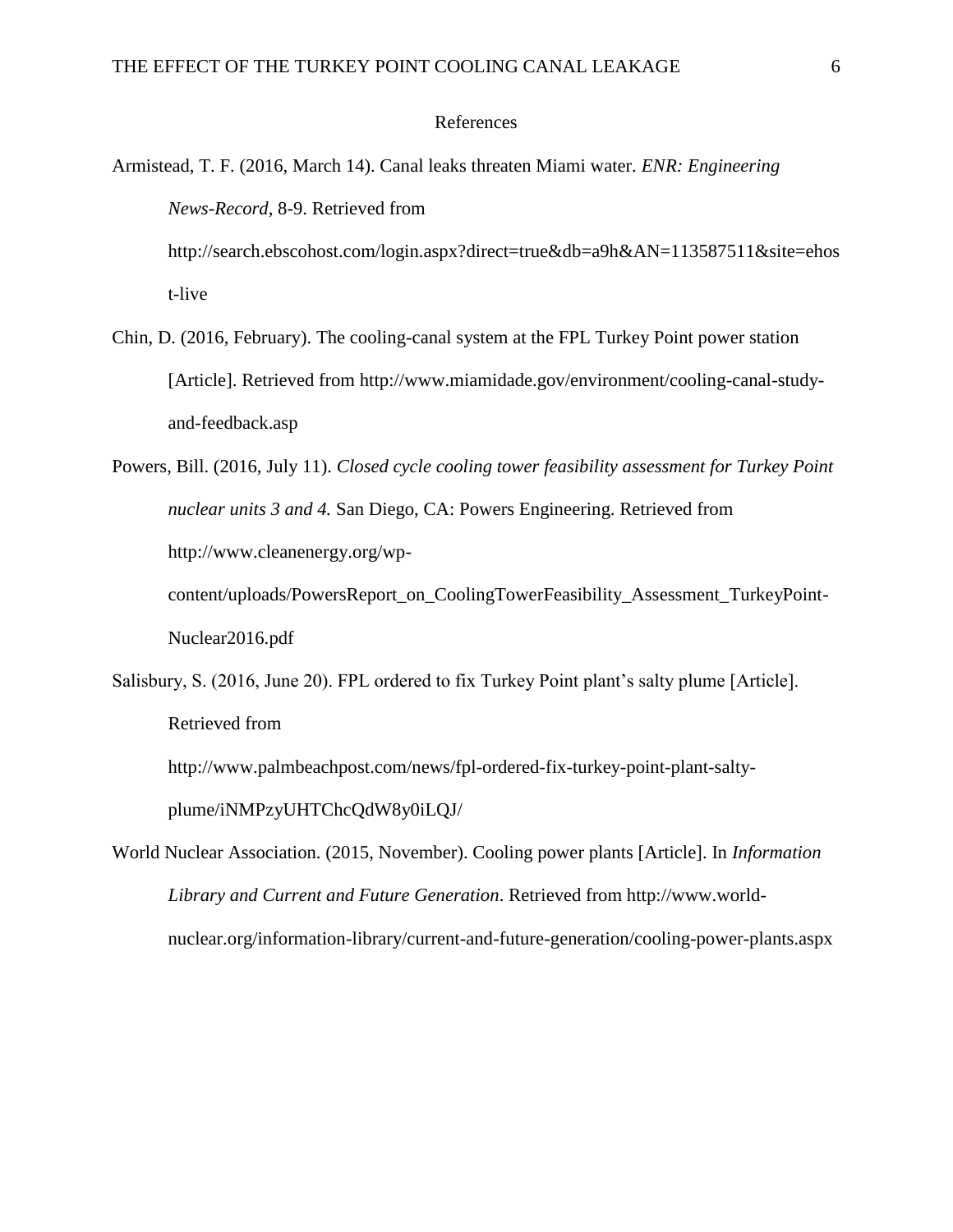# References

Armistead, T. F. (2016, March 14). Canal leaks threaten Miami water. *ENR: Engineering News-Record*, 8-9. Retrieved from http://search.ebscohost.com/login.aspx?direct=true&db=a9h&AN=113587511&site=ehost-live

Chin, D. (2016, February). The cooling-canal system at the FPL Turkey Point power station [Article]. Retrieved from http://www.miamidade.gov/environment/cooling-canal-study-and-feedback.asp

Powers, Bill. (2016, July 11). *Closed cycle cooling tower feasibility assessment for Turkey Point nuclear units 3 and 4.* San Diego, CA: Powers Engineering. Retrieved from http://www.cleanenergy.org/wp-content/uploads/PowersReport_on_CoolingTowerFeasibility_Assessment_TurkeyPoint-Nuclear2016.pdf

Salisbury, S. (2016, June 20). FPL ordered to fix Turkey Point plant's salty plume [Article]. Retrieved from http://www.palmbeachpost.com/news/fpl-ordered-fix-turkey-point-plant-salty-plume/iNMPzyUHTChcQdW8y0iLQJ/

World Nuclear Association. (2015, November). Cooling power plants [Article]. In *Information Library and Current and Future Generation*. Retrieved from http://www.world-nuclear.org/information-library/current-and-future-generation/cooling-power-plants.aspx